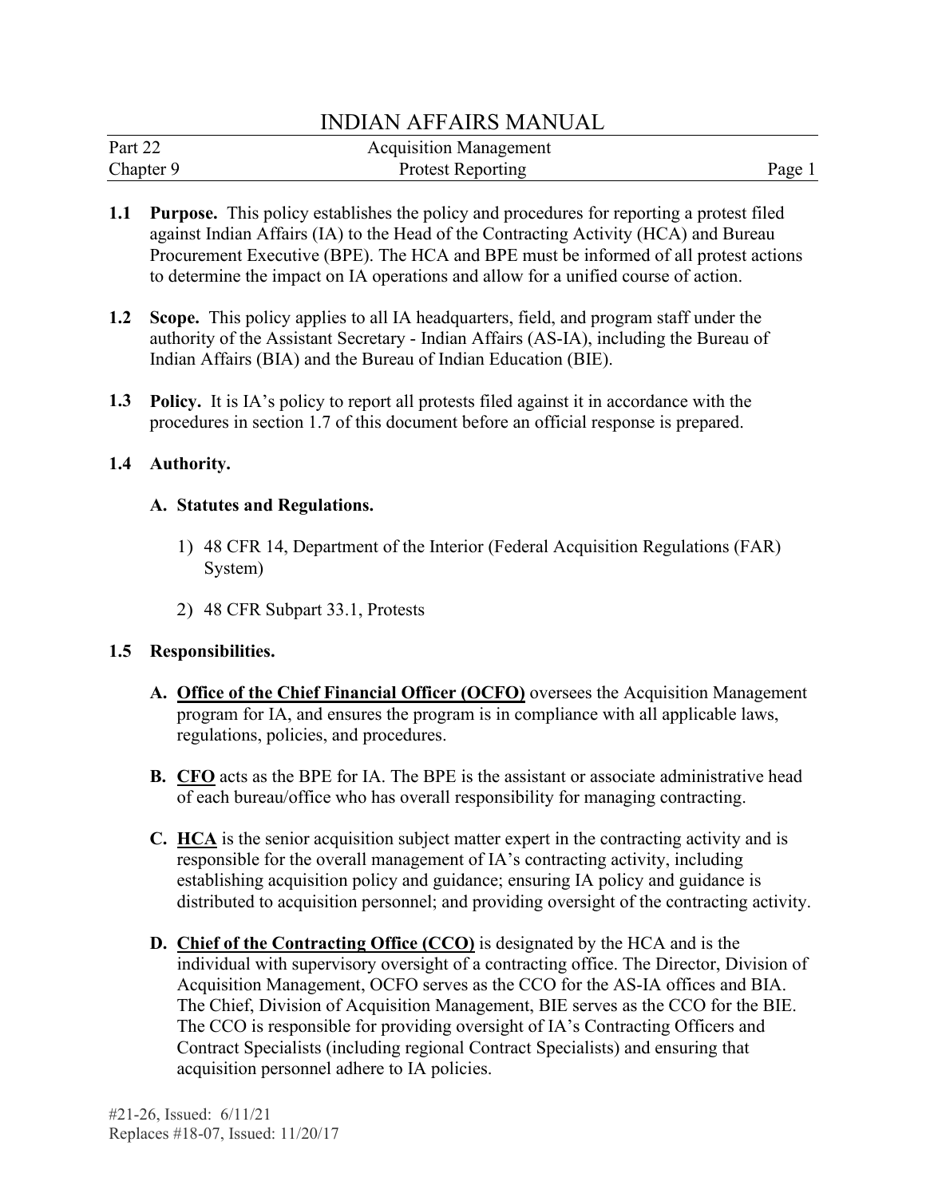# INDIAN AFFAIRS MANUAL

Part 22 — Acquisition Management

Chapter 9 — Protest Reporting

**1.1 Purpose.** This policy establishes the policy and procedures for reporting a protest filed against Indian Affairs (IA) to the Head of the Contracting Activity (HCA) and Bureau Procurement Executive (BPE). The HCA and BPE must be informed of all protest actions to determine the impact on IA operations and allow for a unified course of action.

**1.2 Scope.** This policy applies to all IA headquarters, field, and program staff under the authority of the Assistant Secretary - Indian Affairs (AS-IA), including the Bureau of Indian Affairs (BIA) and the Bureau of Indian Education (BIE).

**1.3 Policy.** It is IA's policy to report all protests filed against it in accordance with the procedures in section 1.7 of this document before an official response is prepared.

**1.4 Authority.**

**A. Statutes and Regulations.**

1) 48 CFR 14, Department of the Interior (Federal Acquisition Regulations (FAR) System)

2) 48 CFR Subpart 33.1, Protests

**1.5 Responsibilities.**

**A. Office of the Chief Financial Officer (OCFO)** oversees the Acquisition Management program for IA, and ensures the program is in compliance with all applicable laws, regulations, policies, and procedures.

**B. CFO** acts as the BPE for IA. The BPE is the assistant or associate administrative head of each bureau/office who has overall responsibility for managing contracting.

**C. HCA** is the senior acquisition subject matter expert in the contracting activity and is responsible for the overall management of IA's contracting activity, including establishing acquisition policy and guidance; ensuring IA policy and guidance is distributed to acquisition personnel; and providing oversight of the contracting activity.

**D. Chief of the Contracting Office (CCO)** is designated by the HCA and is the individual with supervisory oversight of a contracting office. The Director, Division of Acquisition Management, OCFO serves as the CCO for the AS-IA offices and BIA. The Chief, Division of Acquisition Management, BIE serves as the CCO for the BIE. The CCO is responsible for providing oversight of IA's Contracting Officers and Contract Specialists (including regional Contract Specialists) and ensuring that acquisition personnel adhere to IA policies.

#21-26, Issued: 6/11/21
Replaces #18-07, Issued: 11/20/17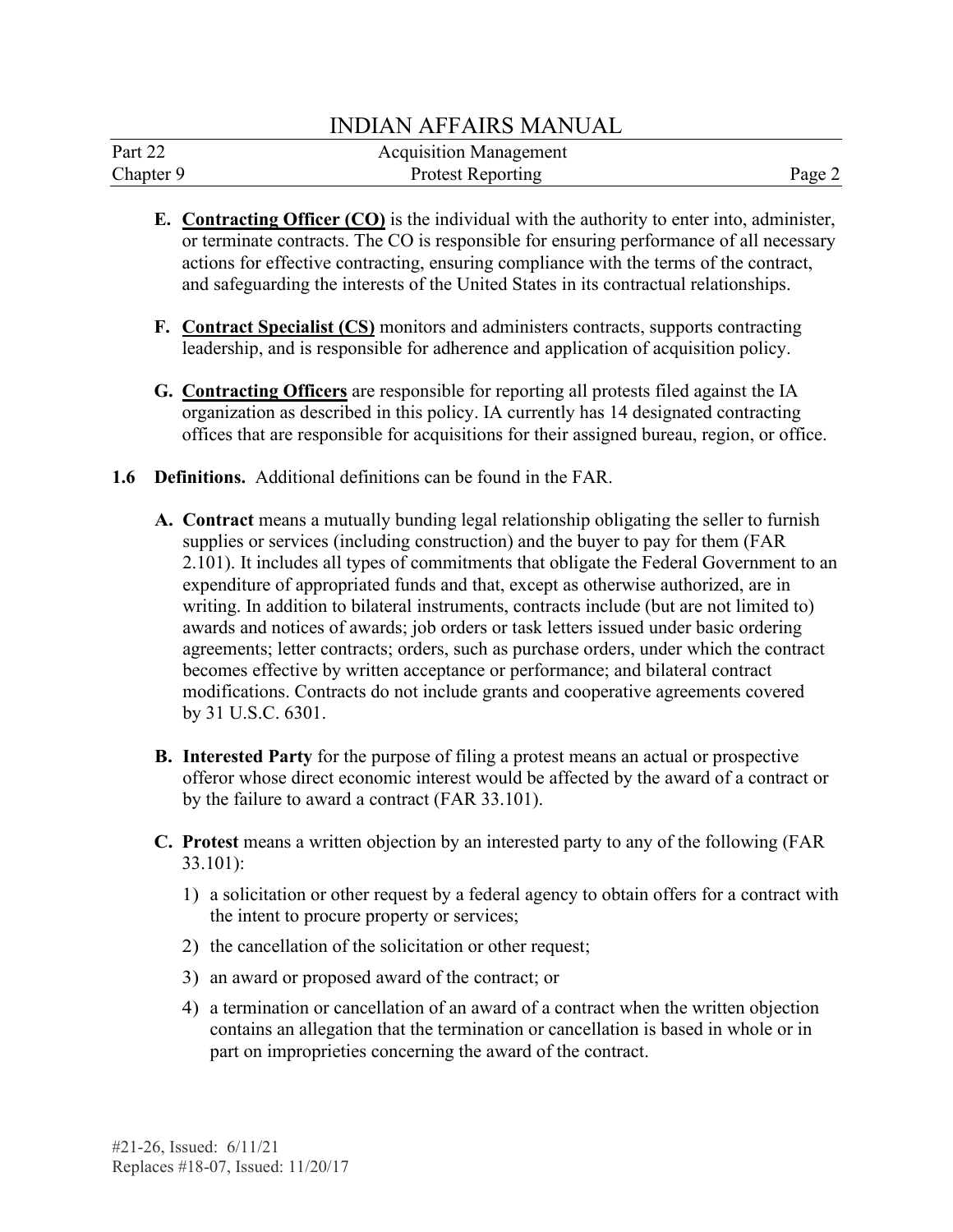**E. Contracting Officer (CO)** is the individual with the authority to enter into, administer, or terminate contracts. The CO is responsible for ensuring performance of all necessary actions for effective contracting, ensuring compliance with the terms of the contract, and safeguarding the interests of the United States in its contractual relationships.

**F. Contract Specialist (CS)** monitors and administers contracts, supports contracting leadership, and is responsible for adherence and application of acquisition policy.

**G. Contracting Officers** are responsible for reporting all protests filed against the IA organization as described in this policy. IA currently has 14 designated contracting offices that are responsible for acquisitions for their assigned bureau, region, or office.

**1.6 Definitions.** Additional definitions can be found in the FAR.

**A. Contract** means a mutually bunding legal relationship obligating the seller to furnish supplies or services (including construction) and the buyer to pay for them (FAR 2.101). It includes all types of commitments that obligate the Federal Government to an expenditure of appropriated funds and that, except as otherwise authorized, are in writing. In addition to bilateral instruments, contracts include (but are not limited to) awards and notices of awards; job orders or task letters issued under basic ordering agreements; letter contracts; orders, such as purchase orders, under which the contract becomes effective by written acceptance or performance; and bilateral contract modifications. Contracts do not include grants and cooperative agreements covered by 31 U.S.C. 6301.

**B. Interested Party** for the purpose of filing a protest means an actual or prospective offeror whose direct economic interest would be affected by the award of a contract or by the failure to award a contract (FAR 33.101).

**C. Protest** means a written objection by an interested party to any of the following (FAR 33.101):

1) a solicitation or other request by a federal agency to obtain offers for a contract with the intent to procure property or services;
2) the cancellation of the solicitation or other request;
3) an award or proposed award of the contract; or
4) a termination or cancellation of an award of a contract when the written objection contains an allegation that the termination or cancellation is based in whole or in part on improprieties concerning the award of the contract.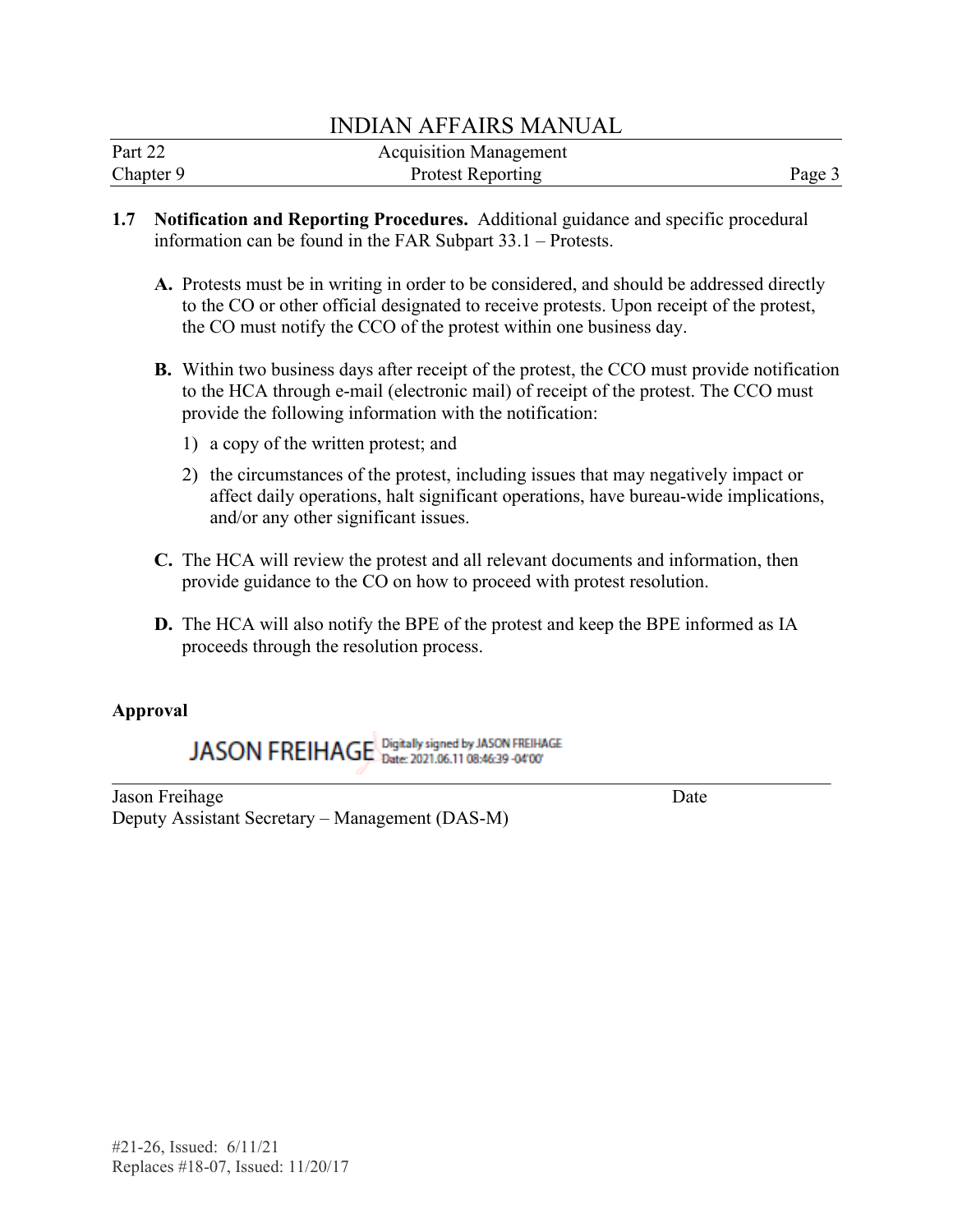**1.7 Notification and Reporting Procedures.** Additional guidance and specific procedural information can be found in the FAR Subpart 33.1 – Protests.

**A.** Protests must be in writing in order to be considered, and should be addressed directly to the CO or other official designated to receive protests. Upon receipt of the protest, the CO must notify the CCO of the protest within one business day.

**B.** Within two business days after receipt of the protest, the CCO must provide notification to the HCA through e-mail (electronic mail) of receipt of the protest. The CCO must provide the following information with the notification:

1) a copy of the written protest; and

2) the circumstances of the protest, including issues that may negatively impact or affect daily operations, halt significant operations, have bureau-wide implications, and/or any other significant issues.

**C.** The HCA will review the protest and all relevant documents and information, then provide guidance to the CO on how to proceed with protest resolution.

**D.** The HCA will also notify the BPE of the protest and keep the BPE informed as IA proceeds through the resolution process.

**Approval**

JASON FREIHAGE Digitally signed by JASON FREIHAGE Date: 2021.06.11 08:46:39 -04'00'

Jason Freihage — Date
Deputy Assistant Secretary – Management (DAS-M)

#21-26, Issued: 6/11/21
Replaces #18-07, Issued: 11/20/17